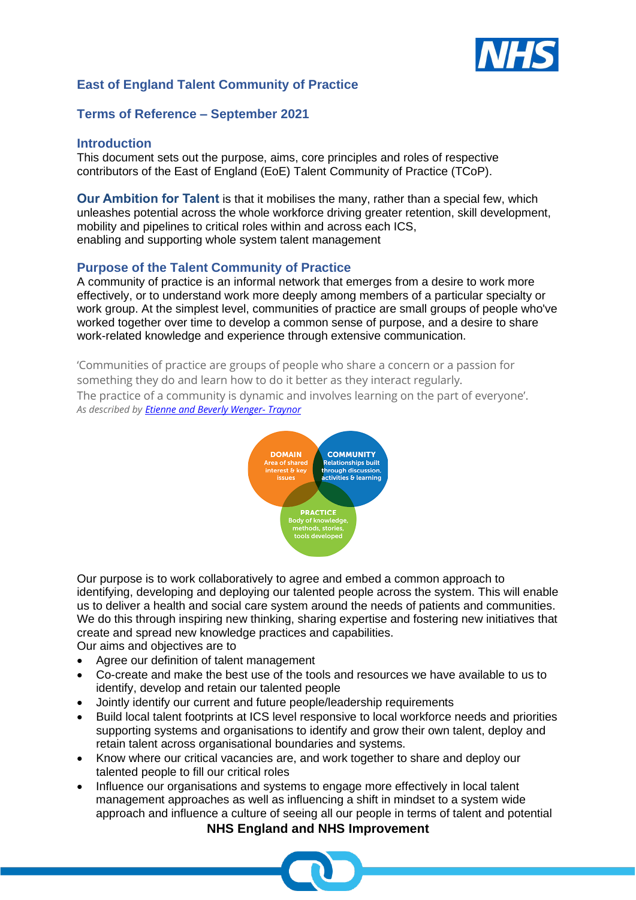# East of England Talent Community of Practice

## Terms of Reference – September 2021

### Introduction

This document sets out the purpose, aims, core principles and roles of respective contributors of the East of England (EoE) Talent Community of Practice (TCoP).

**Our Ambition for Talent** is that it mobilises the many, rather than a special few, which unleashes potential across the whole workforce driving greater retention, skill development, mobility and pipelines to critical roles within and across each ICS, enabling and supporting whole system talent management

### Purpose of the Talent Community of Practice

A community of practice is an informal network that emerges from a desire to work more effectively, or to understand work more deeply among members of a particular specialty or work group. At the simplest level, communities of practice are small groups of people who've worked together over time to develop a common sense of purpose, and a desire to share work-related knowledge and experience through extensive communication.

'Communities of practice are groups of people who share a concern or a passion for something they do and learn how to do it better as they interact regularly.
The practice of a community is dynamic and involves learning on the part of everyone'.
*As described by [Etienne and Beverly Wenger- Traynor]*

DOMAIN
Area of shared interest & key issues

COMMUNITY
Relationships built through discussion, activities & learning

PRACTICE
Body of knowledge, methods, stories, tools developed

Our purpose is to work collaboratively to agree and embed a common approach to identifying, developing and deploying our talented people across the system. This will enable us to deliver a health and social care system around the needs of patients and communities. We do this through inspiring new thinking, sharing expertise and fostering new initiatives that create and spread new knowledge practices and capabilities.
Our aims and objectives are to

- Agree our definition of talent management
- Co-create and make the best use of the tools and resources we have available to us to identify, develop and retain our talented people
- Jointly identify our current and future people/leadership requirements
- Build local talent footprints at ICS level responsive to local workforce needs and priorities supporting systems and organisations to identify and grow their own talent, deploy and retain talent across organisational boundaries and systems.
- Know where our critical vacancies are, and work together to share and deploy our talented people to fill our critical roles
- Influence our organisations and systems to engage more effectively in local talent management approaches as well as influencing a shift in mindset to a system wide approach and influence a culture of seeing all our people in terms of talent and potential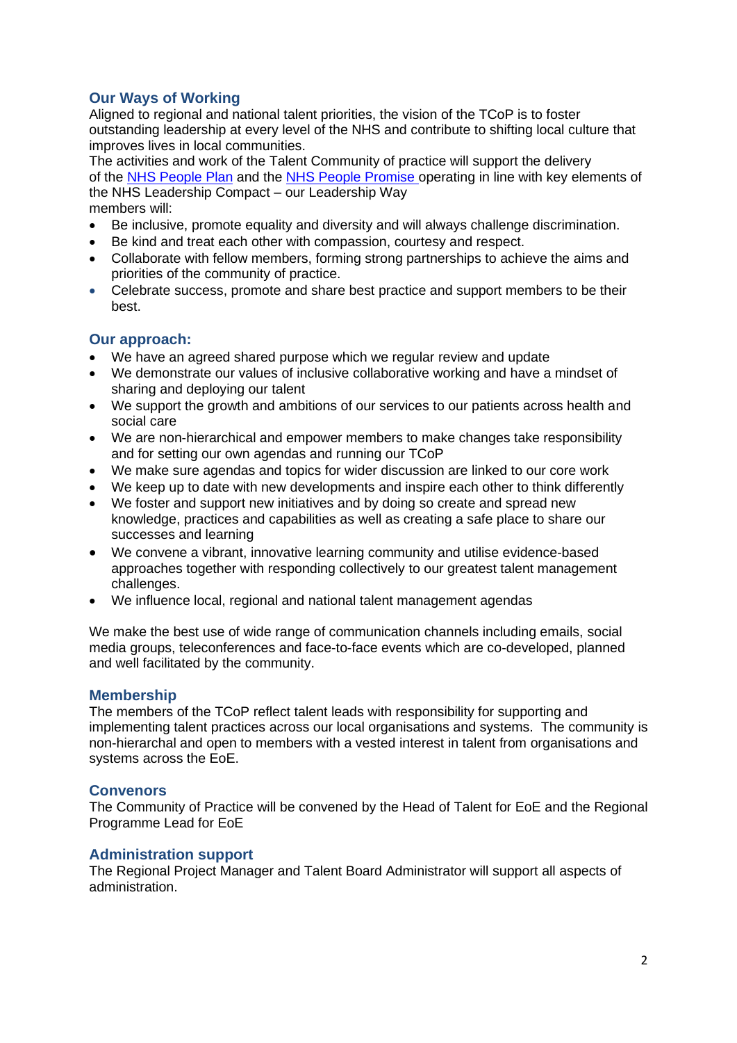## Our Ways of Working

Aligned to regional and national talent priorities, the vision of the TCoP is to foster outstanding leadership at every level of the NHS and contribute to shifting local culture that improves lives in local communities.

The activities and work of the Talent Community of practice will support the delivery of the NHS People Plan and the NHS People Promise operating in line with key elements of the NHS Leadership Compact – our Leadership Way

members will:

- Be inclusive, promote equality and diversity and will always challenge discrimination.
- Be kind and treat each other with compassion, courtesy and respect.
- Collaborate with fellow members, forming strong partnerships to achieve the aims and priorities of the community of practice.
- Celebrate success, promote and share best practice and support members to be their best.

## Our approach:

- We have an agreed shared purpose which we regular review and update
- We demonstrate our values of inclusive collaborative working and have a mindset of sharing and deploying our talent
- We support the growth and ambitions of our services to our patients across health and social care
- We are non-hierarchical and empower members to make changes take responsibility and for setting our own agendas and running our TCoP
- We make sure agendas and topics for wider discussion are linked to our core work
- We keep up to date with new developments and inspire each other to think differently
- We foster and support new initiatives and by doing so create and spread new knowledge, practices and capabilities as well as creating a safe place to share our successes and learning
- We convene a vibrant, innovative learning community and utilise evidence-based approaches together with responding collectively to our greatest talent management challenges.
- We influence local, regional and national talent management agendas

We make the best use of wide range of communication channels including emails, social media groups, teleconferences and face-to-face events which are co-developed, planned and well facilitated by the community.

## Membership

The members of the TCoP reflect talent leads with responsibility for supporting and implementing talent practices across our local organisations and systems. The community is non-hierarchal and open to members with a vested interest in talent from organisations and systems across the EoE.

## Convenors

The Community of Practice will be convened by the Head of Talent for EoE and the Regional Programme Lead for EoE

## Administration support

The Regional Project Manager and Talent Board Administrator will support all aspects of administration.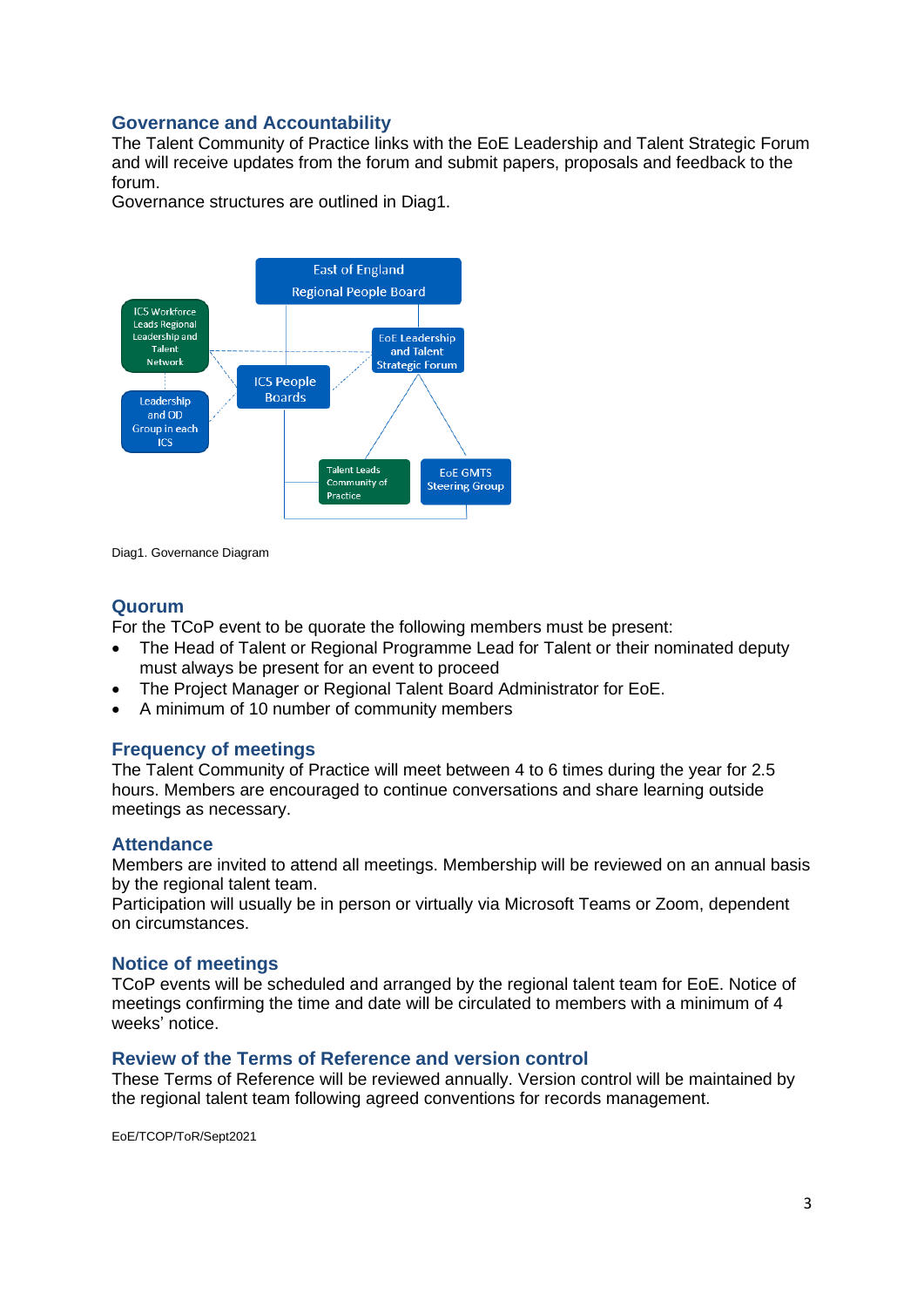## Governance and Accountability

The Talent Community of Practice links with the EoE Leadership and Talent Strategic Forum and will receive updates from the forum and submit papers, proposals and feedback to the forum.

Governance structures are outlined in Diag1.

East of England Regional People Board

ICS Workforce Leads Regional Leadership and Talent Network

EoE Leadership and Talent Strategic Forum

ICS People Boards

Leadership and OD Group in each ICS

Talent Leads Community of Practice

EoE GMTS Steering Group

Diag1. Governance Diagram

## Quorum

For the TCoP event to be quorate the following members must be present:

- The Head of Talent or Regional Programme Lead for Talent or their nominated deputy must always be present for an event to proceed
- The Project Manager or Regional Talent Board Administrator for EoE.
- A minimum of 10 number of community members

## Frequency of meetings

The Talent Community of Practice will meet between 4 to 6 times during the year for 2.5 hours. Members are encouraged to continue conversations and share learning outside meetings as necessary.

## Attendance

Members are invited to attend all meetings. Membership will be reviewed on an annual basis by the regional talent team.

Participation will usually be in person or virtually via Microsoft Teams or Zoom, dependent on circumstances.

## Notice of meetings

TCoP events will be scheduled and arranged by the regional talent team for EoE. Notice of meetings confirming the time and date will be circulated to members with a minimum of 4 weeks' notice.

## Review of the Terms of Reference and version control

These Terms of Reference will be reviewed annually. Version control will be maintained by the regional talent team following agreed conventions for records management.

EoE/TCOP/ToR/Sept2021